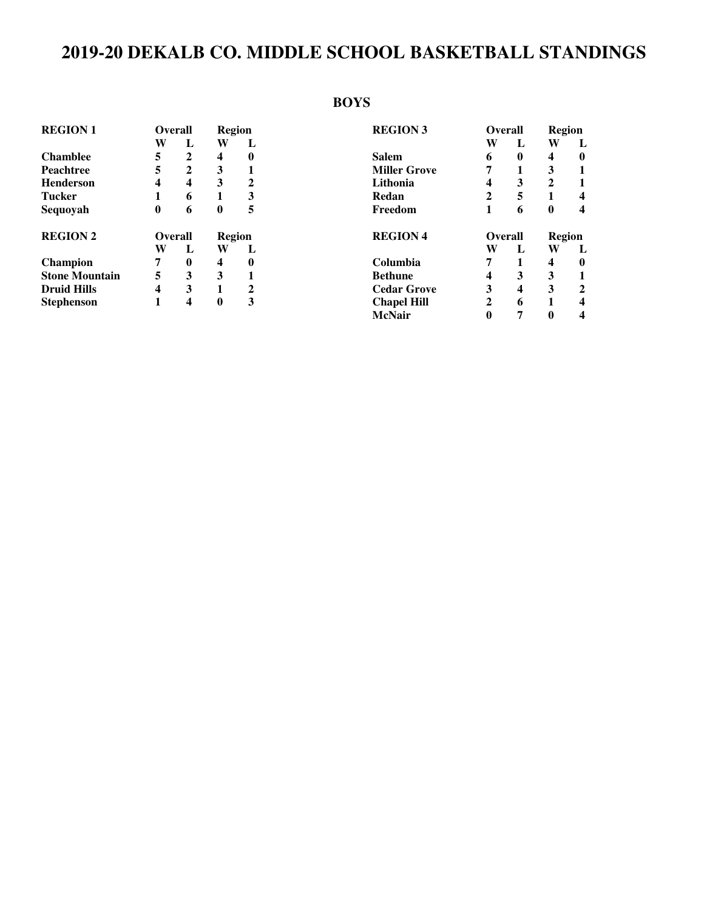# 2019-20 DEKALB CO. MIDDLE SCHOOL BASKETBALL STANDINGS

## BOYS

| REGION 1 | Overall | | Region | |
|---|---|---|---|---|
| | W | L | W | L |
| Chamblee | 5 | 2 | 4 | 0 |
| Peachtree | 5 | 2 | 3 | 1 |
| Henderson | 4 | 4 | 3 | 2 |
| Tucker | 1 | 6 | 1 | 3 |
| Sequoyah | 0 | 6 | 0 | 5 |

| REGION 2 | Overall | | Region | |
|---|---|---|---|---|
| | W | L | W | L |
| Champion | 7 | 0 | 4 | 0 |
| Stone Mountain | 5 | 3 | 3 | 1 |
| Druid Hills | 4 | 3 | 1 | 2 |
| Stephenson | 1 | 4 | 0 | 3 |

| REGION 3 | Overall | | Region | |
|---|---|---|---|---|
| | W | L | W | L |
| Salem | 6 | 0 | 4 | 0 |
| Miller Grove | 7 | 1 | 3 | 1 |
| Lithonia | 4 | 3 | 2 | 1 |
| Redan | 2 | 5 | 1 | 4 |
| Freedom | 1 | 6 | 0 | 4 |

| REGION 4 | Overall | | Region | |
|---|---|---|---|---|
| | W | L | W | L |
| Columbia | 7 | 1 | 4 | 0 |
| Bethune | 4 | 3 | 3 | 1 |
| Cedar Grove | 3 | 4 | 3 | 2 |
| Chapel Hill | 2 | 6 | 1 | 4 |
| McNair | 0 | 7 | 0 | 4 |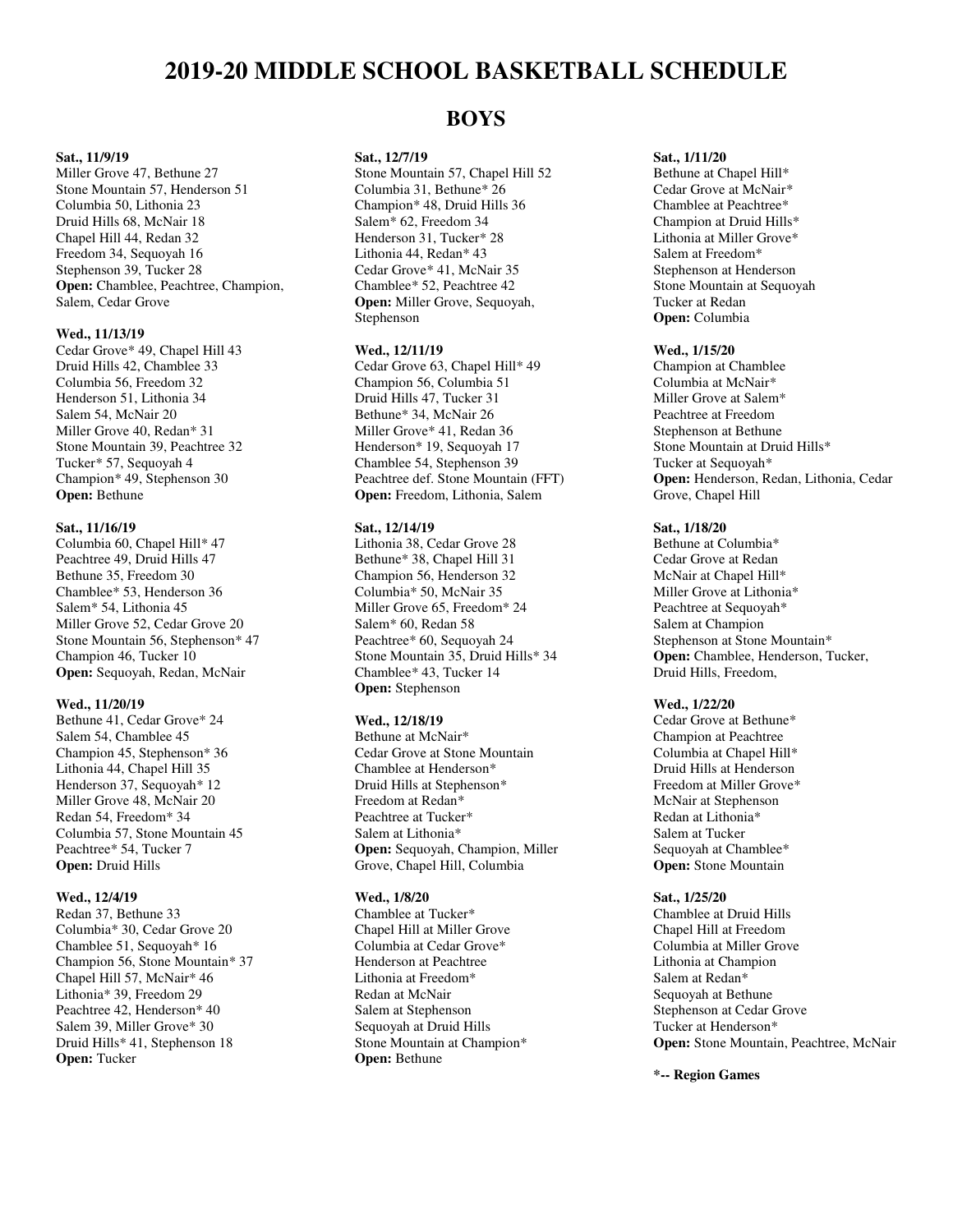# 2019-20 MIDDLE SCHOOL BASKETBALL SCHEDULE

## BOYS

**Sat., 11/9/19**
Miller Grove 47, Bethune 27
Stone Mountain 57, Henderson 51
Columbia 50, Lithonia 23
Druid Hills 68, McNair 18
Chapel Hill 44, Redan 32
Freedom 34, Sequoyah 16
Stephenson 39, Tucker 28
**Open:** Chamblee, Peachtree, Champion, Salem, Cedar Grove

**Wed., 11/13/19**
Cedar Grove* 49, Chapel Hill 43
Druid Hills 42, Chamblee 33
Columbia 56, Freedom 32
Henderson 51, Lithonia 34
Salem 54, McNair 20
Miller Grove 40, Redan* 31
Stone Mountain 39, Peachtree 32
Tucker* 57, Sequoyah 4
Champion* 49, Stephenson 30
**Open:** Bethune

**Sat., 11/16/19**
Columbia 60, Chapel Hill* 47
Peachtree 49, Druid Hills 47
Bethune 35, Freedom 30
Chamblee* 53, Henderson 36
Salem* 54, Lithonia 45
Miller Grove 52, Cedar Grove 20
Stone Mountain 56, Stephenson* 47
Champion 46, Tucker 10
**Open:** Sequoyah, Redan, McNair

**Wed., 11/20/19**
Bethune 41, Cedar Grove* 24
Salem 54, Chamblee 45
Champion 45, Stephenson* 36
Lithonia 44, Chapel Hill 35
Henderson 37, Sequoyah* 12
Miller Grove 48, McNair 20
Redan 54, Freedom* 34
Columbia 57, Stone Mountain 45
Peachtree* 54, Tucker 7
**Open:** Druid Hills

**Wed., 12/4/19**
Redan 37, Bethune 33
Columbia* 30, Cedar Grove 20
Chamblee 51, Sequoyah* 16
Champion 56, Stone Mountain* 37
Chapel Hill 57, McNair* 46
Lithonia* 39, Freedom 29
Peachtree 42, Henderson* 40
Salem 39, Miller Grove* 30
Druid Hills* 41, Stephenson 18
**Open:** Tucker

**Sat., 12/7/19**
Stone Mountain 57, Chapel Hill 52
Columbia 31, Bethune* 26
Champion* 48, Druid Hills 36
Salem* 62, Freedom 34
Henderson 31, Tucker* 28
Lithonia 44, Redan* 43
Cedar Grove* 41, McNair 35
Chamblee* 52, Peachtree 42
**Open:** Miller Grove, Sequoyah, Stephenson

**Wed., 12/11/19**
Cedar Grove 63, Chapel Hill* 49
Champion 56, Columbia 51
Druid Hills 47, Tucker 31
Bethune* 34, McNair 26
Miller Grove* 41, Redan 36
Henderson* 19, Sequoyah 17
Chamblee 54, Stephenson 39
Peachtree def. Stone Mountain (FFT)
**Open:** Freedom, Lithonia, Salem

**Sat., 12/14/19**
Lithonia 38, Cedar Grove 28
Bethune* 38, Chapel Hill 31
Champion 56, Henderson 32
Columbia* 50, McNair 35
Miller Grove 65, Freedom* 24
Salem* 60, Redan 58
Peachtree* 60, Sequoyah 24
Stone Mountain 35, Druid Hills* 34
Chamblee* 43, Tucker 14
**Open:** Stephenson

**Wed., 12/18/19**
Bethune at McNair*
Cedar Grove at Stone Mountain
Chamblee at Henderson*
Druid Hills at Stephenson*
Freedom at Redan*
Peachtree at Tucker*
Salem at Lithonia*
**Open:** Sequoyah, Champion, Miller Grove, Chapel Hill, Columbia

**Wed., 1/8/20**
Chamblee at Tucker*
Chapel Hill at Miller Grove
Columbia at Cedar Grove*
Henderson at Peachtree
Lithonia at Freedom*
Redan at McNair
Salem at Stephenson
Sequoyah at Druid Hills
Stone Mountain at Champion*
**Open:** Bethune

**Sat., 1/11/20**
Bethune at Chapel Hill*
Cedar Grove at McNair*
Chamblee at Peachtree*
Champion at Druid Hills*
Lithonia at Miller Grove*
Salem at Freedom*
Stephenson at Henderson
Stone Mountain at Sequoyah
Tucker at Redan
**Open:** Columbia

**Wed., 1/15/20**
Champion at Chamblee
Columbia at McNair*
Miller Grove at Salem*
Peachtree at Freedom
Stephenson at Bethune
Stone Mountain at Druid Hills*
Tucker at Sequoyah*
**Open:** Henderson, Redan, Lithonia, Cedar Grove, Chapel Hill

**Sat., 1/18/20**
Bethune at Columbia*
Cedar Grove at Redan
McNair at Chapel Hill*
Miller Grove at Lithonia*
Peachtree at Sequoyah*
Salem at Champion
Stephenson at Stone Mountain*
**Open:** Chamblee, Henderson, Tucker, Druid Hills, Freedom,

**Wed., 1/22/20**
Cedar Grove at Bethune*
Champion at Peachtree
Columbia at Chapel Hill*
Druid Hills at Henderson
Freedom at Miller Grove*
McNair at Stephenson
Redan at Lithonia*
Salem at Tucker
Sequoyah at Chamblee*
**Open:** Stone Mountain

**Sat., 1/25/20**
Chamblee at Druid Hills
Chapel Hill at Freedom
Columbia at Miller Grove
Lithonia at Champion
Salem at Redan*
Sequoyah at Bethune
Stephenson at Cedar Grove
Tucker at Henderson*
**Open:** Stone Mountain, Peachtree, McNair

**\*-- Region Games**